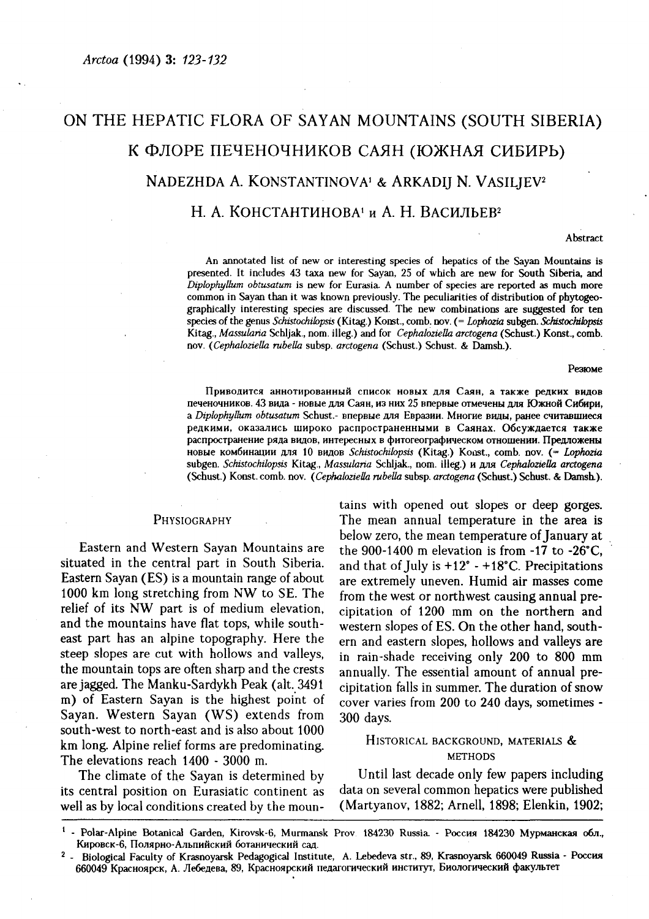# ON THE HEPATIC FLORA OF SAYAN MOUNTAINS (SOUTH SIBERIA)

# К ФЛОРЕ ПЕЧЕНОЧНИКОВ САЯН (ЮЖНАЯ СИБИРЬ)

NADEZHDA A. KONSTANTINOVA[1] & ARKADIJ N. VASILJEV[2]

Н. А. КОНСТАНТИНОВА[1] и А. Н. ВАСИЛЬЕВ[2]

### Abstract

An annotated list of new or interesting species of hepatics of the Sayan Mountains is presented. It includes 43 taxa new for Sayan, 25 of which are new for South Siberia, and *Diplophyllum obtusatum* is new for Eurasia. A number of species are reported as much more common in Sayan than it was known previously. The peculiarities of distribution of phytogeographically interesting species are discussed. The new combinations are suggested for ten species of the genus *Schistochilopsis* (Kitag.) Konst., comb. nov. (= *Lophozia* subgen. *Schistochilopsis* Kitag., *Massularia* Schljak., nom. illeg.) and for *Cephaloziella arctogena* (Schust.) Konst., comb. nov. (*Cephaloziella rubella* subsp. *arctogena* (Schust.) Schust. & Damsh.).

### Резюме

Приводится аннотированный список новых для Саян, а также редких видов печеночников. 43 вида - новые для Саян, из них 25 впервые отмечены для Южной Сибири, а *Diplophyllum obtusatum* Schust.- впервые для Евразии. Многие виды, ранее считавшиеся редкими, оказались широко распространенными в Саянах. Обсуждается также распространение ряда видов, интересных в фитогеографическом отношении. Предложены новые комбинации для 10 видов *Schistochilopsis* (Kitag.) Konst., comb. nov. (= *Lophozia* subgen. *Schistochilopsis* Kitag., *Massularia* Schljak., nom. illeg.) и для *Cephaloziella arctogena* (Schust.) Konst. comb. nov. (*Cephaloziella rubella* subsp. *arctogena* (Schust.) Schust. & Damsh.).

## PHYSIOGRAPHY

Eastern and Western Sayan Mountains are situated in the central part in South Siberia. Eastern Sayan (ES) is a mountain range of about 1000 km long stretching from NW to SE. The relief of its NW part is of medium elevation, and the mountains have flat tops, while southeast part has an alpine topography. Here the steep slopes are cut with hollows and valleys, the mountain tops are often sharp and the crests are jagged. The Manku-Sardykh Peak (alt. 3491 m) of Eastern Sayan is the highest point of Sayan. Western Sayan (WS) extends from south-west to north-east and is also about 1000 km long. Alpine relief forms are predominating. The elevations reach 1400 - 3000 m.

The climate of the Sayan is determined by its central position on Eurasiatic continent as well as by local conditions created by the mountains with opened out slopes or deep gorges. The mean annual temperature in the area is below zero, the mean temperature of January at the 900-1400 m elevation is from -17 to -26°C, and that of July is +12° - +18°C. Precipitations are extremely uneven. Humid air masses come from the west or northwest causing annual precipitation of 1200 mm on the northern and western slopes of ES. On the other hand, southern and eastern slopes, hollows and valleys are in rain-shade receiving only 200 to 800 mm annually. The essential amount of annual precipitation falls in summer. The duration of snow cover varies from 200 to 240 days, sometimes - 300 days.

## HISTORICAL BACKGROUND, MATERIALS & METHODS

Until last decade only few papers including data on several common hepatics were published (Martyanov, 1882; Arnell, 1898; Elenkin, 1902;

---

[1] - Polar-Alpine Botanical Garden, Kirovsk-6, Murmansk Prov. 184230 Russia. - Россия 184230 Мурманская обл., Кировск-6, Полярно-Альпийский ботанический сад.

[2] - Biological Faculty of Krasnoyarsk Pedagogical Institute, A. Lebedeva str., 89, Krasnoyarsk 660049 Russia - Россия 660049 Красноярск, А. Лебедева, 89, Красноярский педагогический институт, Биологический факультет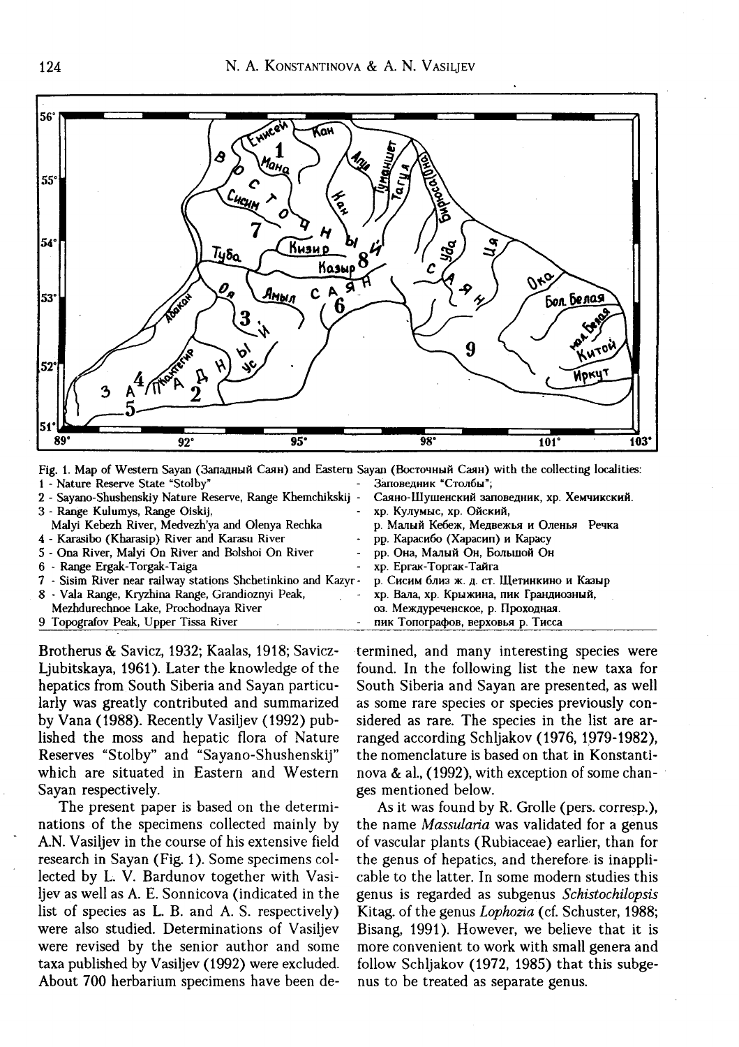Fig. 1. Map of Western Sayan (Западный Саян) and Eastern Sayan (Восточный Саян) with the collecting localities:

| | |
|---|---|
| 1 - Nature Reserve State "Stolby" | - Заповедник "Столбы"; |
| 2 - Sayano-Shushenskiy Nature Reserve, Range Khemchikskij | - Саяно-Шушенский заповедник, хр. Хемчикский. |
| 3 - Range Kulumys, Range Oiskij, Malyi Kebezh River, Medvezh'ya and Olenya Rechka | - хр. Кулумыс, хр. Ойский, р. Малый Кебеж, Медвежья и Оленья Речка |
| 4 - Karasibo (Kharasip) River and Karasu River | - рр. Карасибо (Харасип) и Карасу |
| 5 - Ona River, Malyi On River and Bolshoi On River | - рр. Она, Малый Он, Большой Он |
| 6 - Range Ergak-Torgak-Taiga | - хр. Ергак-Торгак-Тайга |
| 7 - Sisim River near railway stations Shchetinkino and Kazyr | - р. Сисим близ ж. д. ст. Щетинкино и Казыр |
| 8 - Vala Range, Kryzhina Range, Grandioznyi Peak, Mezhdurechnoe Lake, Prochodnaya River | - хр. Вала, хр. Крыжина, пик Грандиозный, оз. Междуреченское, р. Проходная. |
| 9 Topografov Peak, Upper Tissa River | - пик Топографов, верховья р. Тисса |

Brotherus & Savicz, 1932; Kaalas, 1918; Savicz-Ljubitskaya, 1961). Later the knowledge of the hepatics from South Siberia and Sayan particularly was greatly contributed and summarized by Vana (1988). Recently Vasiljev (1992) published the moss and hepatic flora of Nature Reserves "Stolby" and "Sayano-Shushenskij" which are situated in Eastern and Western Sayan respectively.

The present paper is based on the determinations of the specimens collected mainly by A.N. Vasiljev in the course of his extensive field research in Sayan (Fig. 1). Some specimens collected by L. V. Bardunov together with Vasiljev as well as A. E. Sonnicova (indicated in the list of species as L. B. and A. S. respectively) were also studied. Determinations of Vasiljev were revised by the senior author and some taxa published by Vasiljev (1992) were excluded. About 700 herbarium specimens have been determined, and many interesting species were found. In the following list the new taxa for South Siberia and Sayan are presented, as well as some rare species or species previously considered as rare. The species in the list are arranged according Schljakov (1976, 1979-1982), the nomenclature is based on that in Konstantinova & al., (1992), with exception of some changes mentioned below.

As it was found by R. Grolle (pers. corresp.), the name *Massularia* was validated for a genus of vascular plants (Rubiaceae) earlier, than for the genus of hepatics, and therefore is inapplicable to the latter. In some modern studies this genus is regarded as subgenus *Schistochilopsis* Kitag. of the genus *Lophozia* (cf. Schuster, 1988; Bisang, 1991). However, we believe that it is more convenient to work with small genera and follow Schljakov (1972, 1985) that this subgenus to be treated as separate genus.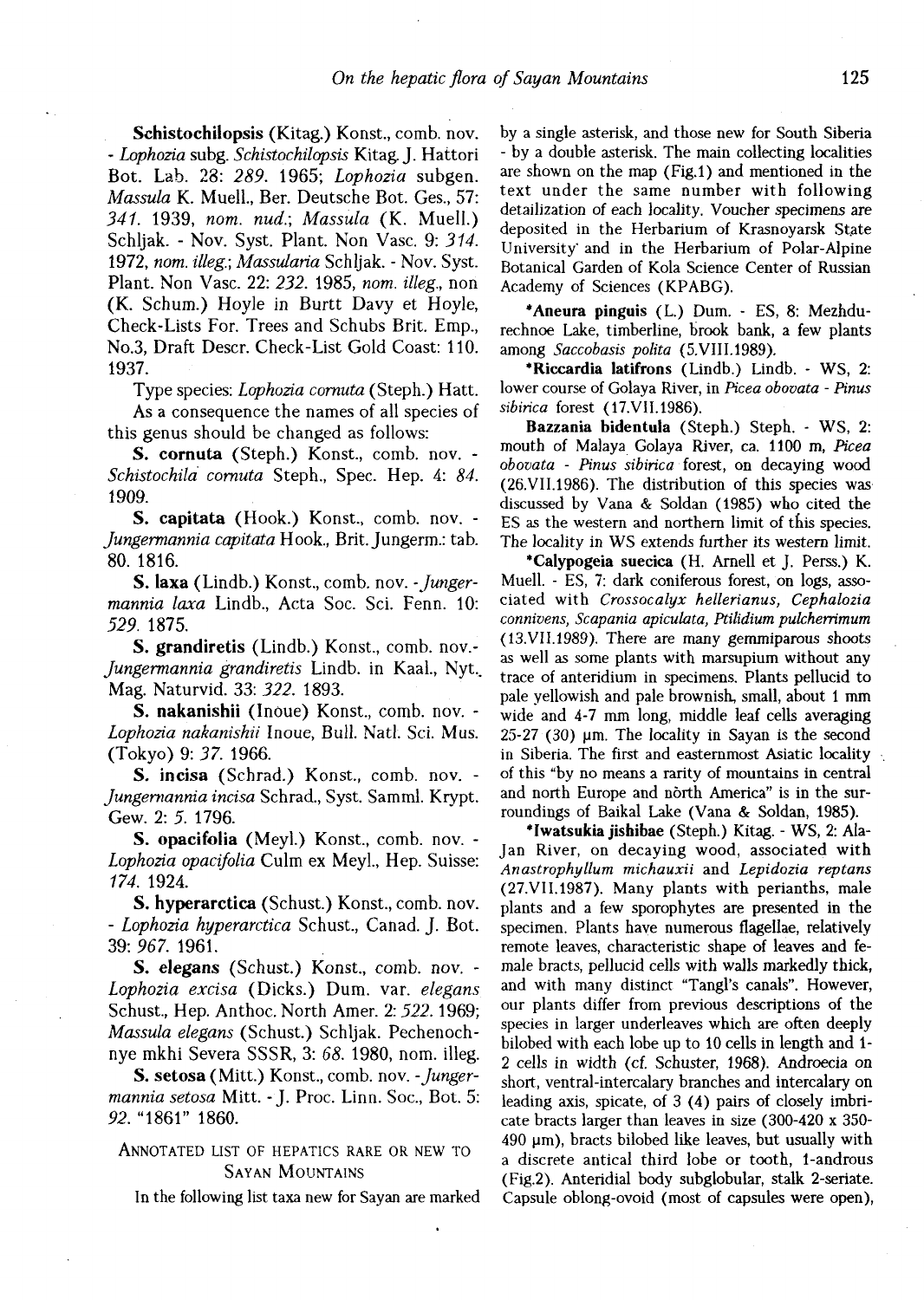**Schistochilopsis** (Kitag.) Konst., comb. nov. - *Lophozia* subg. *Schistochilopsis* Kitag. J. Hattori Bot. Lab. 28: *289*. 1965; *Lophozia* subgen. *Massula* K. Muell., Ber. Deutsche Bot. Ges., 57: *341*. 1939, *nom. nud.*; *Massula* (K. Muell.) Schljak. - Nov. Syst. Plant. Non Vasc. 9: *314*. 1972, *nom. illeg.*; *Massularia* Schljak. - Nov. Syst. Plant. Non Vasc. 22: *232*. 1985, *nom. illeg.*, non (K. Schum.) Hoyle in Burtt Davy et Hoyle, Check-Lists For. Trees and Schubs Brit. Emp., No.3, Draft Descr. Check-List Gold Coast: 110. 1937.

Type species: *Lophozia cornuta* (Steph.) Hatt.

As a consequence the names of all species of this genus should be changed as follows:

**S. cornuta** (Steph.) Konst., comb. nov. - *Schistochila cornuta* Steph., Spec. Hep. 4: *84*. 1909.

**S. capitata** (Hook.) Konst., comb. nov. - *Jungermannia capitata* Hook., Brit. Jungerm.: tab. 80. 1816.

**S. laxa** (Lindb.) Konst., comb. nov. - *Jungermannia laxa* Lindb., Acta Soc. Sci. Fenn. 10: *529*. 1875.

**S. grandiretis** (Lindb.) Konst., comb. nov.- *Jungermannia grandiretis* Lindb. in Kaal., Nyt. Mag. Naturvid. 33: *322*. 1893.

**S. nakanishii** (Inoue) Konst., comb. nov. - *Lophozia nakanishii* Inoue, Bull. Natl. Sci. Mus. (Tokyo) 9: *37*. 1966.

**S. incisa** (Schrad.) Konst., comb. nov. - *Jungermannia incisa* Schrad., Syst. Samml. Krypt. Gew. 2: *5*. 1796.

**S. opacifolia** (Meyl.) Konst., comb. nov. - *Lophozia opacifolia* Culm ex Meyl., Hep. Suisse: *174*. 1924.

**S. hyperarctica** (Schust.) Konst., comb. nov. - *Lophozia hyperarctica* Schust., Canad. J. Bot. 39: *967*. 1961.

**S. elegans** (Schust.) Konst., comb. nov. - *Lophozia excisa* (Dicks.) Dum. var. *elegans* Schust., Hep. Anthoc. North Amer. 2: *522*. 1969; *Massula elegans* (Schust.) Schljak. Pechenochnye mkhi Severa SSSR, 3: *68*. 1980, nom. illeg.

**S. setosa** (Mitt.) Konst., comb. nov. - *Jungermannia setosa* Mitt. - J. Proc. Linn. Soc., Bot. 5: *92*. "1861" 1860.

## Annotated list of hepatics rare or new to Sayan Mountains

In the following list taxa new for Sayan are marked by a single asterisk, and those new for South Siberia - by a double asterisk. The main collecting localities are shown on the map (Fig.1) and mentioned in the text under the same number with following detailization of each locality. Voucher specimens are deposited in the Herbarium of Krasnoyarsk State University and in the Herbarium of Polar-Alpine Botanical Garden of Kola Science Center of Russian Academy of Sciences (KPABG).

***Aneura pinguis** (L.) Dum. - ES, 8: Mezhdurechnoe Lake, timberline, brook bank, a few plants among *Saccobasis polita* (5.VIII.1989).

***Riccardia latifrons** (Lindb.) Lindb. - WS, 2: lower course of Golaya River, in *Picea obovata* - *Pinus sibirica* forest (17.VII.1986).

**Bazzania bidentula** (Steph.) Steph. - WS, 2: mouth of Malaya Golaya River, ca. 1100 m, *Picea obovata* - *Pinus sibirica* forest, on decaying wood (26.VII.1986). The distribution of this species was discussed by Vana & Soldan (1985) who cited the ES as the western and northern limit of this species. The locality in WS extends further its western limit.

***Calypogeia suecica** (H. Arnell et J. Perss.) K. Muell. - ES, 7: dark coniferous forest, on logs, associated with *Crossocalyx hellerianus*, *Cephalozia connivens*, *Scapania apiculata*, *Ptilidium pulcherrimum* (13.VII.1989). There are many gemmiparous shoots as well as some plants with marsupium without any trace of anteridium in specimens. Plants pellucid to pale yellowish and pale brownish, small, about 1 mm wide and 4-7 mm long, middle leaf cells averaging 25-27 (30) µm. The locality in Sayan is the second in Siberia. The first and easternmost Asiatic locality of this "by no means a rarity of mountains in central and north Europe and nòrth America" is in the surroundings of Baikal Lake (Vana & Soldan, 1985).

***Iwatsukia jishibae** (Steph.) Kitag. - WS, 2: Ala-Jan River, on decaying wood, associated with *Anastrophyllum michauxii* and *Lepidozia reptans* (27.VII.1987). Many plants with perianths, male plants and a few sporophytes are presented in the specimen. Plants have numerous flagellae, relatively remote leaves, characteristic shape of leaves and female bracts, pellucid cells with walls markedly thick, and with many distinct "Tangl's canals". However, our plants differ from previous descriptions of the species in larger underleaves which are often deeply bilobed with each lobe up to 10 cells in length and 1-2 cells in width (cf. Schuster, 1968). Androecia on short, ventral-intercalary branches and intercalary on leading axis, spicate, of 3 (4) pairs of closely imbricate bracts larger than leaves in size (300-420 x 350-490 µm), bracts bilobed like leaves, but usually with a discrete antical third lobe or tooth, 1-androus (Fig.2). Anteridial body subglobular, stalk 2-seriate. Capsule oblong-ovoid (most of capsules were open),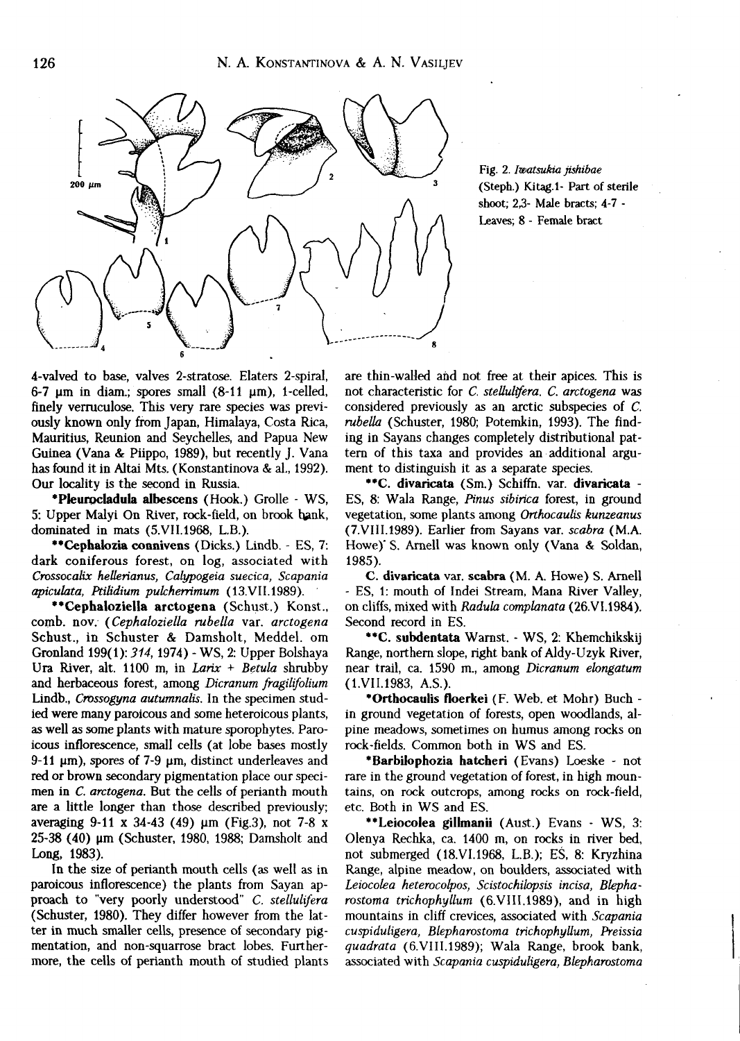Fig. 2. *Iwatsukia jishibae* (Steph.) Kitag.1- Part of sterile shoot; 2,3- Male bracts; 4-7 - Leaves; 8 - Female bract

4-valved to base, valves 2-stratose. Elaters 2-spiral, 6-7 µm in diam.; spores small (8-11 µm), 1-celled, finely verruculose. This very rare species was previously known only from Japan, Himalaya, Costa Rica, Mauritius, Reunion and Seychelles, and Papua New Guinea (Vana & Piippo, 1989), but recently J. Vana has found it in Altai Mts. (Konstantinova & al., 1992). Our locality is the second in Russia.

***Pleurocladula albescens*** (Hook.) Grolle - WS, 5: Upper Malyi On River, rock-field, on brook bank, dominated in mats (5.VII.1968, L.B.).

****Cephalozia connivens*** (Dicks.) Lindb. - ES, 7: dark coniferous forest, on log, associated with *Crossocalix hellerianus, Calypogeia suecica, Scapania apiculata, Ptilidium pulcherrimum* (13.VII.1989).

****Cephaloziella arctogena*** (Schust.) Konst., comb. nov. (*Cephaloziella rubella* var. *arctogena* Schust., in Schuster & Damsholt, Meddel. om Gronland 199(1): *314*, 1974) - WS, 2: Upper Bolshaya Ura River, alt. 1100 m, in *Larix* + *Betula* shrubby and herbaceous forest, among *Dicranum fragilifolium* Lindb., *Crossogyna autumnalis*. In the specimen studied were many paroicous and some heteroicous plants, as well as some plants with mature sporophytes. Paroicous inflorescence, small cells (at lobe bases mostly 9-11 µm), spores of 7-9 µm, distinct underleaves and red or brown secondary pigmentation place our specimen in *C. arctogena*. But the cells of perianth mouth are a little longer than those described previously; averaging 9-11 x 34-43 (49) µm (Fig.3), not 7-8 x 25-38 (40) µm (Schuster, 1980, 1988; Damsholt and Long, 1983).

In the size of perianth mouth cells (as well as in paroicous inflorescence) the plants from Sayan approach to "very poorly understood" *C. stellulifera* (Schuster, 1980). They differ however from the latter in much smaller cells, presence of secondary pigmentation, and non-squarrose bract lobes. Furthermore, the cells of perianth mouth of studied plants are thin-walled and not free at their apices. This is not characteristic for *C. stellulifera*. *C. arctogena* was considered previously as an arctic subspecies of *C. rubella* (Schuster, 1980; Potemkin, 1993). The finding in Sayans changes completely distributional pattern of this taxa and provides an additional argument to distinguish it as a separate species.

****C. divaricata*** (Sm.) Schiffn. var. **divaricata** - ES, 8: Wala Range, *Pinus sibirica* forest, in ground vegetation, some plants among *Orthocaulis kunzeanus* (7.VIII.1989). Earlier from Sayans var. *scabra* (M.A. Howe) S. Arnell was known only (Vana & Soldan, 1985).

**C. divaricata** var. **scabra** (M. A. Howe) S. Arnell - ES, 1: mouth of Indei Stream, Mana River Valley, on cliffs, mixed with *Radula complanata* (26.VI.1984). Second record in ES.

****C. subdentata*** Warnst. - WS, 2: Khemchikskij Range, northern slope, right bank of Aldy-Uzyk River, near trail, ca. 1590 m., among *Dicranum elongatum* (1.VII.1983, A.S.).

***Orthocaulis floerkei*** (F. Web. et Mohr) Buch - in ground vegetation of forests, open woodlands, alpine meadows, sometimes on humus among rocks on rock-fields. Common both in WS and ES.

***Barbilophozia hatcheri*** (Evans) Loeske - not rare in the ground vegetation of forest, in high mountains, on rock outcrops, among rocks on rock-field, etc. Both in WS and ES.

****Leiocolea gillmanii*** (Aust.) Evans - WS, 3: Olenya Rechka, ca. 1400 m, on rocks in river bed, not submerged (18.VI.1968, L.B.); ES, 8: Kryzhina Range, alpine meadow, on boulders, associated with *Leiocolea heterocolpos, Scistochilopsis incisa, Blepharostoma trichophyllum* (6.VIII.1989), and in high mountains in cliff crevices, associated with *Scapania cuspiduligera, Blepharostoma trichophyllum, Preissia quadrata* (6.VIII.1989); Wala Range, brook bank, associated with *Scapania cuspiduligera, Blepharostoma*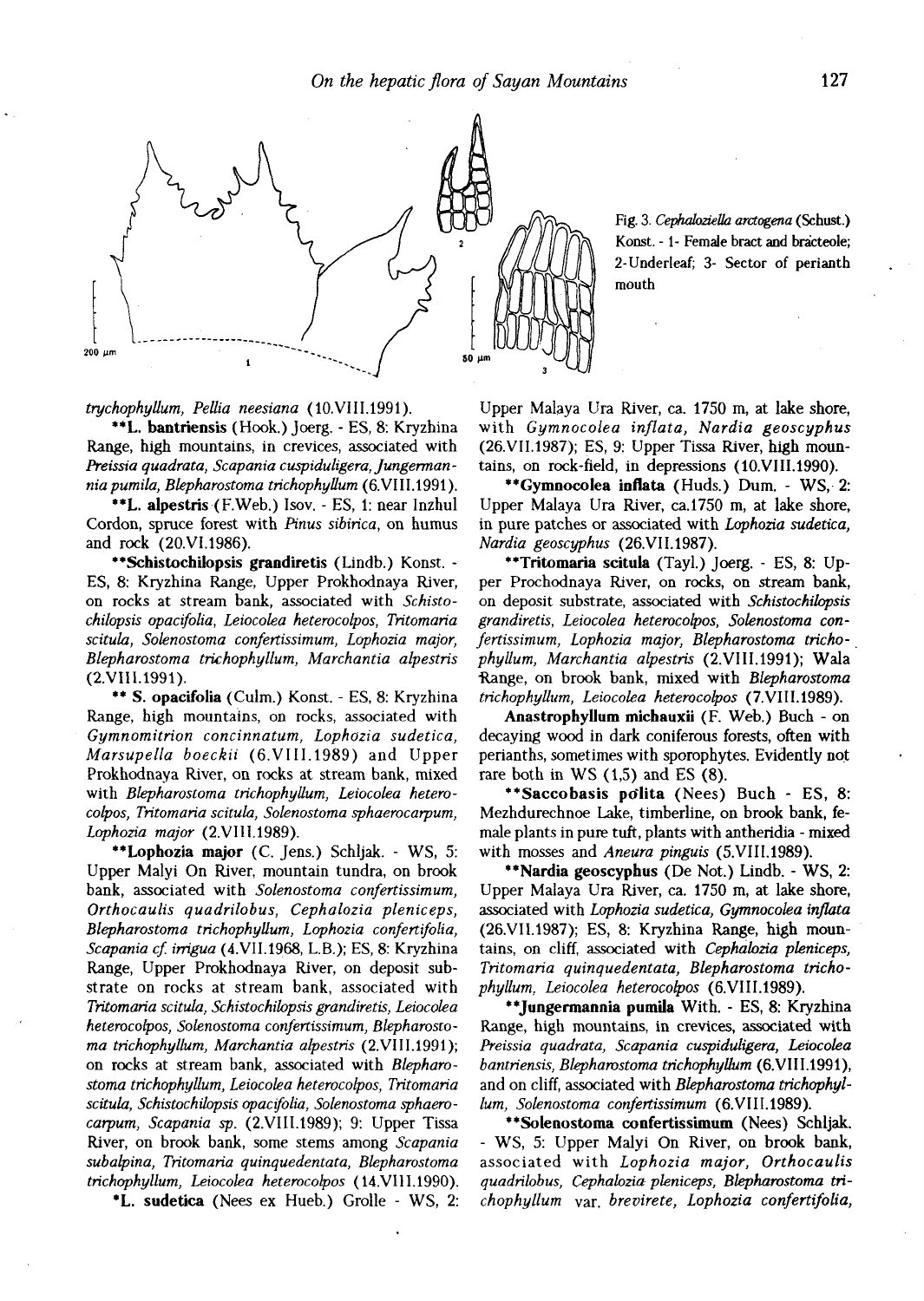Fig. 3. *Cephaloziella arctogena* (Schust.) Konst. - 1- Female bract and bracteole; 2-Underleaf; 3- Sector of perianth mouth

*trychophyllum, Pellia neesiana* (10.VIII.1991).

**\*\*L. bantriensis** (Hook.) Joerg. - ES, 8: Kryzhina Range, high mountains, in crevices, associated with *Preissia quadrata, Scapania cuspiduligera, Jungermannia pumila, Blepharostoma trichophyllum* (6.VIII.1991).

**\*\*L. alpestris** (F.Web.) Isov. - ES, 1: near Inzhul Cordon, spruce forest with *Pinus sibirica*, on humus and rock (20.VI.1986).

**\*\*Schistochilopsis grandiretis** (Lindb.) Konst. - ES, 8: Kryzhina Range, Upper Prokhodnaya River, on rocks at stream bank, associated with *Schistochilopsis opacifolia, Leiocolea heterocolpos, Tritomaria scitula, Solenostoma confertissimum, Lophozia major, Blepharostoma trichophyllum, Marchantia alpestris* (2.VIII.1991).

**\*\* S. opacifolia** (Culm.) Konst. - ES, 8: Kryzhina Range, high mountains, on rocks, associated with *Gymnomitrion concinnatum, Lophozia sudetica, Marsupella boeckii* (6.VIII.1989) and Upper Prokhodnaya River, on rocks at stream bank, mixed with *Blepharostoma trichophyllum, Leiocolea heterocolpos, Tritomaria scitula, Solenostoma sphaerocarpum, Lophozia major* (2.VIII.1989).

**\*\*Lophozia major** (C. Jens.) Schljak. - WS, 5: Upper Malyi On River, mountain tundra, on brook bank, associated with *Solenostoma confertissimum, Orthocaulis quadrilobus, Cephalozia pleniceps, Blepharostoma trichophyllum, Lophozia confertifolia, Scapania cf. irrigua* (4.VII.1968, L.B.); ES, 8: Kryzhina Range, Upper Prokhodnaya River, on deposit substrate on rocks at stream bank, associated with *Tritomaria scitula, Schistochilopsis grandiretis, Leiocolea heterocolpos, Solenostoma confertissimum, Blepharostoma trichophyllum, Marchantia alpestris* (2.VIII.1991); on rocks at stream bank, associated with *Blepharostoma trichophyllum, Leiocolea heterocolpos, Tritomaria scitula, Schistochilopsis opacifolia, Solenostoma sphaerocarpum, Scapania sp.* (2.VIII.1989); 9: Upper Tissa River, on brook bank, some stems among *Scapania subalpina, Tritomaria quinquedentata, Blepharostoma trichophyllum, Leiocolea heterocolpos* (14.VIII.1990).

**\*L. sudetica** (Nees ex Hueb.) Grolle - WS, 2: Upper Malaya Ura River, ca. 1750 m, at lake shore, with *Gymnocolea inflata, Nardia geoscyphus* (26.VII.1987); ES, 9: Upper Tissa River, high mountains, on rock-field, in depressions (10.VIII.1990).

**\*\*Gymnocolea inflata** (Huds.) Dum. - WS, 2: Upper Malaya Ura River, ca.1750 m, at lake shore, in pure patches or associated with *Lophozia sudetica, Nardia geoscyphus* (26.VII.1987).

**\*\*Tritomaria scitula** (Tayl.) Joerg. - ES, 8: Upper Prochodnaya River, on rocks, on stream bank, on deposit substrate, associated with *Schistochilopsis grandiretis, Leiocolea heterocolpos, Solenostoma confertissimum, Lophozia major, Blepharostoma trichophyllum, Marchantia alpestris* (2.VIII.1991); Wala Range, on brook bank, mixed with *Blepharostoma trichophyllum, Leiocolea heterocolpos* (7.VIII.1989).

**Anastrophyllum michauxii** (F. Web.) Buch - on decaying wood in dark coniferous forests, often with perianths, sometimes with sporophytes. Evidently not rare both in WS (1,5) and ES (8).

**\*\*Saccobasis polita** (Nees) Buch - ES, 8: Mezhdurechnoe Lake, timberline, on brook bank, female plants in pure tuft, plants with antheridia - mixed with mosses and *Aneura pinguis* (5.VIII.1989).

**\*\*Nardia geoscyphus** (De Not.) Lindb. - WS, 2: Upper Malaya Ura River, ca. 1750 m, at lake shore, associated with *Lophozia sudetica, Gymnocolea inflata* (26.VII.1987); ES, 8: Kryzhina Range, high mountains, on cliff, associated with *Cephalozia pleniceps, Tritomaria quinquedentata, Blepharostoma trichophyllum, Leiocolea heterocolpos* (6.VIII.1989).

**\*\*Jungermannia pumila** With. - ES, 8: Kryzhina Range, high mountains, in crevices, associated with *Preissia quadrata, Scapania cuspiduligera, Leiocolea bantriensis, Blepharostoma trichophyllum* (6.VIII.1991), and on cliff, associated with *Blepharostoma trichophyllum, Solenostoma confertissimum* (6.VIII.1989).

**\*\*Solenostoma confertissimum** (Nees) Schljak. - WS, 5: Upper Malyi On River, on brook bank, associated with *Lophozia major, Orthocaulis quadrilobus, Cephalozia pleniceps, Blepharostoma trichophyllum* var. *brevirete, Lophozia confertifolia,*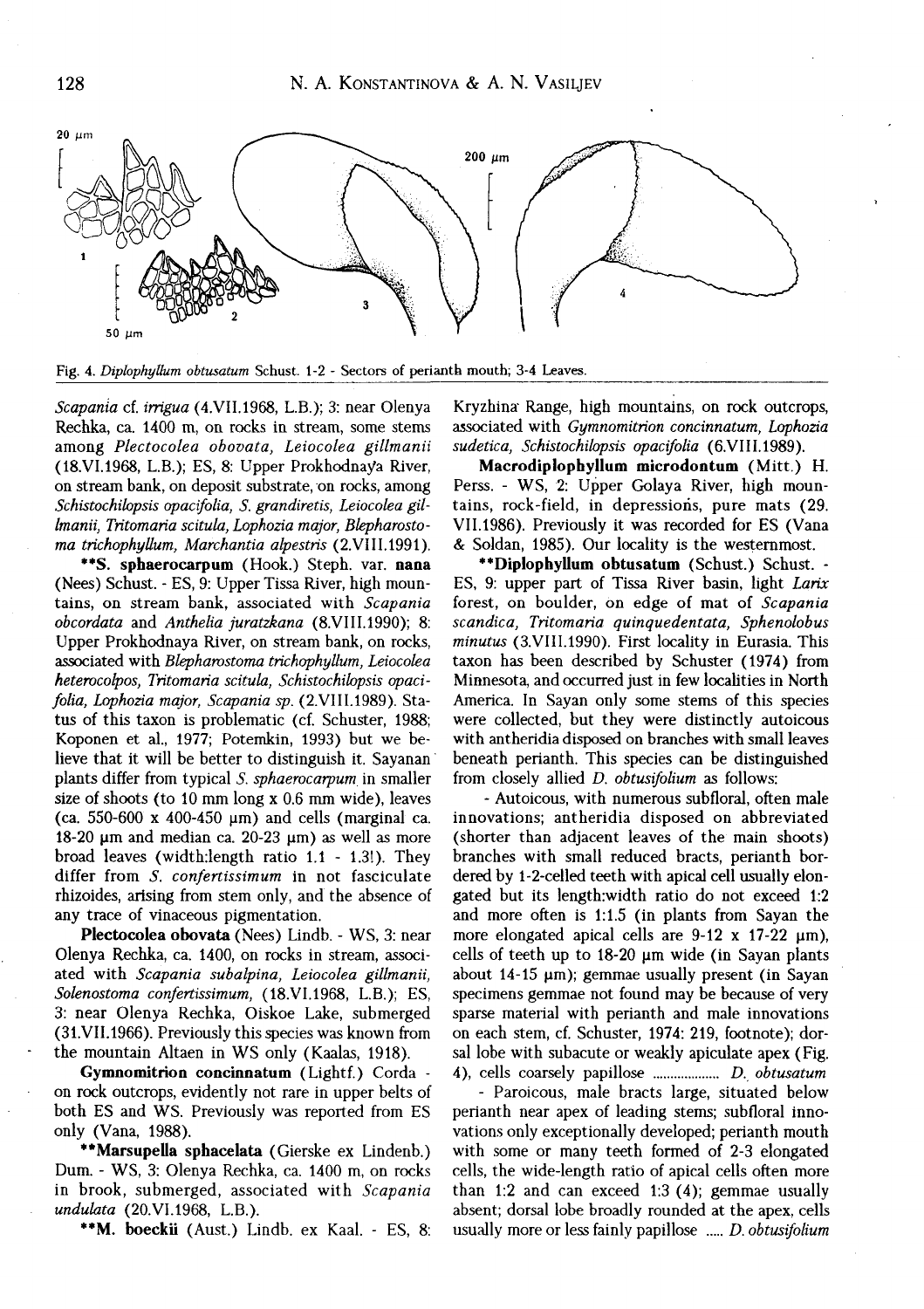Fig. 4. *Diplophyllum obtusatum* Schust. 1-2 - Sectors of perianth mouth; 3-4 Leaves.

*Scapania* cf. *irrigua* (4.VII.1968, L.B.); 3: near Olenya Rechka, ca. 1400 m, on rocks in stream, some stems among *Plectocolea obovata, Leiocolea gillmanii* (18.VI.1968, L.B.); ES, 8: Upper Prokhodnaya River, on stream bank, on deposit substrate, on rocks, among *Schistochilopsis opacifolia, S. grandiretis, Leiocolea gillmanii, Tritomaria scitula, Lophozia major, Blepharostoma trichophyllum, Marchantia alpestris* (2.VIII.1991).

****S. sphaerocarpum** (Hook.) Steph. var. **nana** (Nees) Schust. - ES, 9: Upper Tissa River, high mountains, on stream bank, associated with *Scapania obcordata* and *Anthelia juratzkana* (8.VIII.1990); 8: Upper Prokhodnaya River, on stream bank, on rocks, associated with *Blepharostoma trichophyllum, Leiocolea heterocolpos, Tritomaria scitula, Schistochilopsis opacifolia, Lophozia major, Scapania sp.* (2.VIII.1989). Status of this taxon is problematic (cf. Schuster, 1988; Koponen et al., 1977; Potemkin, 1993) but we believe that it will be better to distinguish it. Sayanan plants differ from typical *S. sphaerocarpum* in smaller size of shoots (to 10 mm long x 0.6 mm wide), leaves (ca. 550-600 x 400-450 µm) and cells (marginal ca. 18-20 µm and median ca. 20-23 µm) as well as more broad leaves (width:length ratio 1.1 - 1.3!). They differ from *S. confertissimum* in not fasciculate rhizoides, arising from stem only, and the absence of any trace of vinaceous pigmentation.

**Plectocolea obovata** (Nees) Lindb. - WS, 3: near Olenya Rechka, ca. 1400, on rocks in stream, associated with *Scapania subalpina, Leiocolea gillmanii, Solenostoma confertissimum,* (18.VI.1968, L.B.); ES, 3: near Olenya Rechka, Oiskoe Lake, submerged (31.VII.1966). Previously this species was known from the mountain Altaen in WS only (Kaalas, 1918).

**Gymnomitrion concinnatum** (Lightf.) Corda - on rock outcrops, evidently not rare in upper belts of both ES and WS. Previously was reported from ES only (Vana, 1988).

****Marsupella sphacelata** (Gierske ex Lindenb.) Dum. - WS, 3: Olenya Rechka, ca. 1400 m, on rocks in brook, submerged, associated with *Scapania undulata* (20.VI.1968, L.B.).

****M. boeckii** (Aust.) Lindb. ex Kaal. - ES, 8: Kryzhina Range, high mountains, on rock outcrops, associated with *Gymnomitrion concinnatum, Lophozia sudetica, Schistochilopsis opacifolia* (6.VIII.1989).

**Macrodiplophyllum microdontum** (Mitt.) H. Perss. - WS, 2: Upper Golaya River, high mountains, rock-field, in depressions, pure mats (29. VII.1986). Previously it was recorded for ES (Vana & Soldan, 1985). Our locality is the westernmost.

****Diplophyllum obtusatum** (Schust.) Schust. - ES, 9: upper part of Tissa River basin, light *Larix* forest, on boulder, on edge of mat of *Scapania scandica, Tritomaria quinquedentata, Sphenolobus minutus* (3.VIII.1990). First locality in Eurasia. This taxon has been described by Schuster (1974) from Minnesota, and occurred just in few localities in North America. In Sayan only some stems of this species were collected, but they were distinctly autoicous with antheridia disposed on branches with small leaves beneath perianth. This species can be distinguished from closely allied *D. obtusifolium* as follows:

- Autoicous, with numerous subfloral, often male innovations; antheridia disposed on abbreviated (shorter than adjacent leaves of the main shoots) branches with small reduced bracts, perianth bordered by 1-2-celled teeth with apical cell usually elongated but its length:width ratio do not exceed 1:2 and more often is 1:1.5 (in plants from Sayan the more elongated apical cells are 9-12 x 17-22 µm), cells of teeth up to 18-20 µm wide (in Sayan plants about 14-15 µm); gemmae usually present (in Sayan specimens gemmae not found may be because of very sparse material with perianth and male innovations on each stem, cf. Schuster, 1974: 219, footnote); dorsal lobe with subacute or weakly apiculate apex (Fig. 4), cells coarsely papillose .................. *D. obtusatum*

- Paroicous, male bracts large, situated below perianth near apex of leading stems; subfloral innovations only exceptionally developed; perianth mouth with some or many teeth formed of 2-3 elongated cells, the wide-length ratio of apical cells often more than 1:2 and can exceed 1:3 (4); gemmae usually absent; dorsal lobe broadly rounded at the apex, cells usually more or less fainly papillose ..... *D. obtusifolium*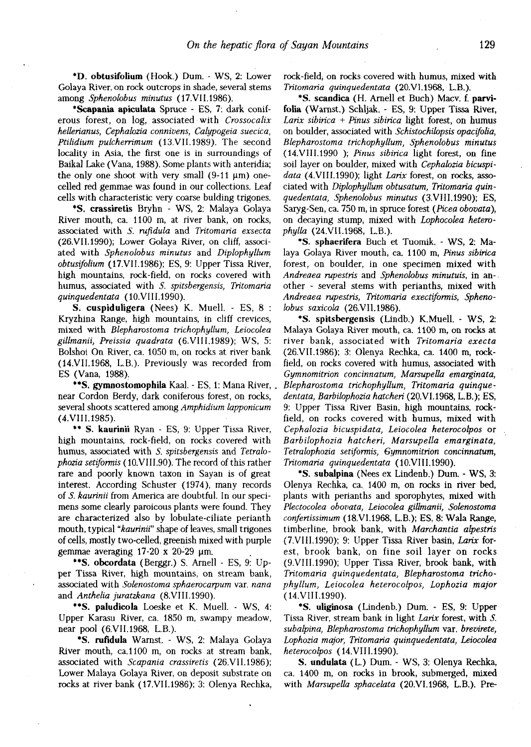*D. **obtusifolium** (Hook.) Dum. - WS, 2: Lower Golaya River, on rock outcrops in shade, several stems among *Sphenolobus minutus* (17.VII.1986).

***Scapania apiculata** Spruce - ES, 7: dark coniferous forest, on log, associated with *Crossocalix hellerianus, Cephalozia connivens, Calypogeia suecica, Ptilidium pulcherrimum* (13.VII.1989). The second locality in Asia, the first one is in surroundings of Baikal Lake (Vana, 1988). Some plants with anteridia; the only one shoot with very small (9-11 μm) one-celled red gemmae was found in our collections. Leaf cells with characteristic very coarse bulding trigones.

*S. **crassiretis** Bryhn - WS, 2: Malaya Golaya River mouth, ca. 1100 m, at river bank, on rocks, associated with *S. rufidula* and *Tritomaria exsecta* (26.VII.1990); Lower Golaya River, on cliff, associated with *Sphenolobus minutus* and *Diplophyllum obtusifolium* (17.VII.1986); ES, 9: Upper Tissa River, high mountains, rock-field, on rocks covered with humus, associated with *S. spitsbergensis, Tritomaria quinquedentata* (10.VIII.1990).

S. **cuspiduligera** (Nees) K. Muell. - ES, 8 : Kryzhina Range, high mountains, in cliff crevices, mixed with *Blepharostoma trichophyllum, Leiocolea gillmanii, Preissia quadrata* (6.VIII.1989); WS, 5: Bolshoi On River, ca. 1050 m, on rocks at river bank (14.VII.1968, L.B.). Previously was recorded from ES (Vana, 1988).

**S. **gymnostomophila** Kaal. - ES, 1: Mana River, near Cordon Berdy, dark coniferous forest, on rocks, several shoots scattered among *Amphidium lapponicum* (4.VIII.1985).

** S. **kaurinii** Ryan - ES, 9: Upper Tissa River, high mountains, rock-field, on rocks covered with humus, associated with *S. spitsbergensis* and *Tetralophozia setiformis* (10.VIII.90). The record of this rather rare and poorly known taxon in Sayan is of great interest. According Schuster (1974), many records of *S. kaurinii* from America are doubtful. In our specimens some clearly paroicous plants were found. They are characterized also by lobulate-ciliate perianth mouth, typical "*kaurinii*" shape of leaves, small trigones of cells, mostly two-celled, greenish mixed with purple gemmae averaging 17-20 x 20-29 μm.

**S. **obcordata** (Berggr.) S. Arnell - ES, 9: Upper Tissa River, high mountains, on stream bank, associated with *Solenostoma sphaerocarpum* var. *nana* and *Anthelia juratzkana* (8.VIII.1990).

**S. **paludicola** Loeske et K. Muell. - WS, 4: Upper Karasu River, ca. 1850 m, swampy meadow, near pool (6.VII.1968, L.B.).

*S. **rufidula** Warnst. - WS, 2: Malaya Golaya River mouth, ca.1100 m, on rocks at stream bank, associated with *Scapania crassiretis* (26.VII.1986); Lower Malaya Golaya River, on deposit substrate on rocks at river bank (17.VII.1986); 3: Olenya Rechka, rock-field, on rocks covered with humus, mixed with *Tritomaria quinquedentata* (20.VI.1968, L.B.).

*S. **scandica** (H. Arnell et Buch) Macv. f. **parvifolia** (Warnst.) Schljak. - ES, 9: Upper Tissa River, *Larix sibirica* + *Pinus sibirica* light forest, on humus on boulder, associated with *Schistochilopsis opacifolia, Blepharostoma trichophyllum, Sphenolobus minutus* (14.VIII.1990 ); *Pinus sibirica* light forest, on fine soil layer on boulder, mixed with *Cephalozia bicuspidata* (4.VIII.1990); light *Larix* forest, on rocks, associated with *Diplophyllum obtusatum, Tritomaria quinquedentata, Sphenolobus minutus* (3.VIII.1990); ES, Saryg-Sen, ca. 750 m, in spruce forest (*Picea obovata*), on decaying stump, mixed with *Lophocolea heterophylla* (24.VII.1968, L.B.).

*S. **sphaerifera** Buch et Tuomik. - WS, 2: Malaya Golaya River mouth, ca. 1100 m, *Pinus sibirica* forest, on boulder, in one specimen mixed with *Andreaea rupestris* and *Sphenolobus minutuis*, in another - several stems with perianths, mixed with *Andreaea rupestris, Tritomaria exectiformis, Sphenolobus saxicola* (26.VII.1986).

*S. **spitsbergensis** (Lindb.) K.Muell. - WS, 2: Malaya Golaya River mouth, ca. 1100 m, on rocks at river bank, associated with *Tritomaria execta* (26.VII.1986); 3: Olenya Rechka, ca. 1400 m, rock-field, on rocks covered with humus, associated with *Gymnomitrion concinnatum, Marsupella emarginata, Blepharostoma trichophyllum, Tritomaria quinquedentata, Barbilophozia hatcheri* (20.VI.1968, L.B.); ES, 9: Upper Tissa River Basin, high mountains, rock-field, on rocks covered with humus, mixed with *Cephalozia bicuspidata, Leiocolea heterocolpos* or *Barbilophozia hatcheri, Marsupella emarginata, Tetralophozia setiformis, Gymnomitrion concinnatum, Tritomaria quinquedentata* (10.VIII.1990).

*S. **subalpina** (Nees ex Lindenb.) Dum. - WS, 3: Olenya Rechka, ca. 1400 m, on rocks in river bed, plants with perianths and sporophytes, mixed with *Plectocolea obovata, Leiocolea gillmanii, Solenostoma confertissimum* (18.VI.1968, L.B.); ES, 8: Wala Range, timberline, brook bank, with *Marchantia alpestris* (7.VIII.1990); 9: Upper Tissa River basin, *Larix* forest, brook bank, on fine soil layer on rocks (9.VIII.1990); Upper Tissa River, brook bank, with *Tritomaria quinquedentata, Blepharostoma trichophyllum, Leiocolea heterocolpos, Lophozia major* (14.VIII.1990).

*S. **uliginosa** (Lindenb.) Dum. - ES, 9: Upper Tissa River, stream bank in light *Larix* forest, with *S. subalpina, Blepharostoma trichophyllum* var. *breviret*e, *Lophozia major, Tritomaria quinquedentata, Leiocolea heterocolpos* (14.VIII.1990).

S. **undulata** (L.) Dum. - WS, 3: Olenya Rechka, ca. 1400 m, on rocks in brook, submerged, mixed with *Marsupella sphacelata* (20.VI.1968, L.B.). Pre-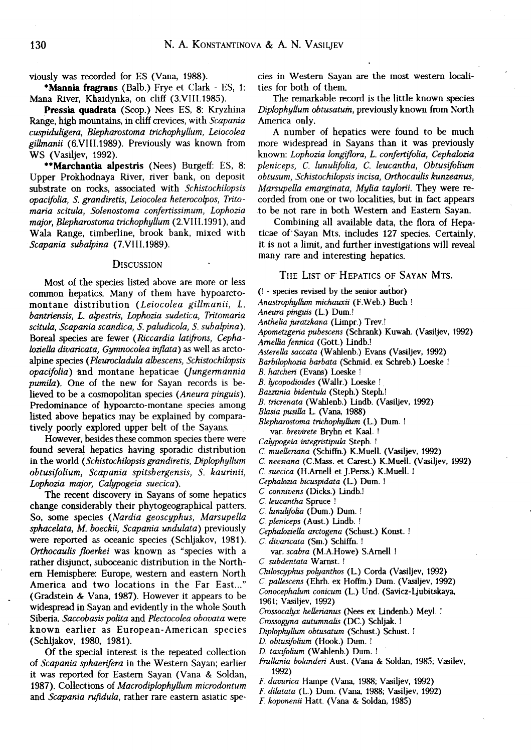viously was recorded for ES (Vana, 1988).

***Mannia fragrans** (Balb.) Frye et Clark - ES, 1: Mana River, Khaidynka, on cliff (3.VIII.1985).

**Pressia quadrata** (Scop.) Nees ES, 8: Kryzhina Range, high mountains, in cliff crevices, with *Scapania cuspiduligera, Blepharostoma trichophyllum, Leiocolea gillmanii* (6.VIII.1989). Previously was known from WS (Vasiljev, 1992).

****Marchantia alpestris** (Nees) Burgeff: ES, 8: Upper Prokhodnaya River, river bank, on deposit substrate on rocks, associated with *Schistochilopsis opacifolia, S. grandiretis, Leiocolea heterocolpos, Tritomaria scitula, Solenostoma confertissimum, Lophozia major, Blepharostoma trichophyllum* (2.VIII.1991), and Wala Range, timberline, brook bank, mixed with *Scapania subalpina* (7.VIII.1989).

## Discussion

Most of the species listed above are more or less common hepatics. Many of them have hypoarcto-montane distribution (*Leiocolea gillmanii, L. bantriensis, L. alpestris, Lophozia sudetica, Tritomaria scitula, Scapania scandica, S. paludicola, S. subalpina*). Boreal species are fewer (*Riccardia latifrons, Cephaloziella divaricata, Gymnocolea inflata*) as well as arcto-alpine species (*Pleurocladula albescens, Schistochilopsis opacifolia*) and montane hepaticae (*Jungermannia pumila*). One of the new for Sayan records is believed to be a cosmopolitan species (*Aneura pinguis*). Predominance of hypoarcto-montane species among listed above hepatics may be explained by comparatively poorly explored upper belt of the Sayans.

However, besides these common species there were found several hepatics having sporadic distribution in the world (*Schistochilopsis grandiretis, Diplophyllum obtusifolium, Scapania spitsbergensis, S. kaurinii, Lophozia major, Calypogeia suecica*).

The recent discovery in Sayans of some hepatics change considerably their phytogeographical patters. So, some species (*Nardia geoscyphus, Marsupella sphacelata, M. boeckii, Scapania undulata*) previously were reported as oceanic species (Schljakov, 1981). *Orthocaulis floerkei* was known as "species with a rather disjunct, suboceanic distribution in the Northern Hemisphere: Europe, western and eastern North America and two locations in the Far East..." (Gradstein & Vana, 1987). However it appears to be widespread in Sayan and evidently in the whole South Siberia. *Saccobasis polita* and *Plectocolea obovata* were known earlier as European-American species (Schljakov, 1980, 1981).

Of the special interest is the repeated collection of *Scapania sphaerifera* in the Western Sayan; earlier it was reported for Eastern Sayan (Vana & Soldan, 1987). Collections of *Macrodiplophyllum microdontum* and *Scapania rufidula*, rather rare eastern asiatic species in Western Sayan are the most western localities for both of them.

The remarkable record is the little known species *Diplophyllum obtusatum*, previously known from North America only.

A number of hepatics were found to be much more widespread in Sayans than it was previously known: *Lophozia longiflora, L. confertifolia, Cephalozia pleniceps, C. lunulifolia, C. leucantha, Obtusifolium obtusum, Schistochilopsis incisa, Orthocaulis kunzeanus, Marsupella emarginata, Mylia taylorii*. They were recorded from one or two localities, but in fact appears to be not rare in both Western and Eastern Sayan.

Combining all available data, the flora of Hepaticae of Sayan Mts. includes 127 species. Certainly, it is not a limit, and further investigations will reveal many rare and interesting hepatics.

## The List of Hepatics of Sayan Mts.

(! - species revised by the senior author)

*Anastrophyllum michauxii* (F.Web.) Buch !
*Aneura pinguis* (L.) Dum.!
*Anthelia juratzkana* (Limpr.) Trev.!
*Apometzgeria pubescens* (Schrank) Kuwah. (Vasiljev, 1992)
*Arnellia fennica* (Gott.) Lindb.!
*Asterella saccata* (Wahlenb.) Evans (Vasiljev, 1992)
*Barbilophozia barbata* (Schmid. ex Schreb.) Loeske !
*B. hatcheri* (Evans) Loeske !
*B. lycopodioides* (Wallr.) Loeske !
*Bazzania bidentula* (Steph.) Steph.!
*B. tricrenata* (Wahlenb.) Lindb. (Vasiljev, 1992)
*Blasia pusilla* L. (Vana, 1988)
*Blepharostoma trichophyllum* (L.) Dum. !
  var. *brevirete* Bryhn et Kaal. !
*Calypogeia integristipula* Steph. !
*C. muelleriana* (Schiffn.) K.Muell. (Vasiljev, 1992)
*C. neesiana* (C.Mass. et Carest.) K.Muell. (Vasiljev, 1992)
*C. suecica* (H.Arnell et J.Perss.) K.Muell. !
*Cephalozia bicuspidata* (L.) Dum. !
*C. connivens* (Dicks.) Lindb.!
*C. leucantha* Spruce !
*C. lunulifolia* (Dum.) Dum. !
*C. pleniceps* (Aust.) Lindb. !
*Cephaloziella arctogena* (Schust.) Konst. !
*C. divaricata* (Sm.) Schiffn. !
  var. *scabra* (M.A.Howe) S.Arnell !
*C. subdentata* Warnst. !
*Chiloscyphus polyanthos* (L.) Corda (Vasiljev, 1992)
*C. pallescens* (Ehrh. ex Hoffm.) Dum. (Vasiljev, 1992)
*Conocephalum conicum* (L.) Und. (Savicz-Ljubitskaya, 1961; Vasiljev, 1992)
*Crossocalyx hellerianus* (Nees ex Lindenb.) Meyl. !
*Crossogyna autumnalis* (DC.) Schljak. !
*Diplophyllum obtusatum* (Schust.) Schust. !
*D. obtusifolium* (Hook.) Dum. !
*D. taxifolium* (Wahlenb.) Dum. !
*Frullania bolanderi* Aust. (Vana & Soldan, 1985; Vasilev, 1992)
*F. davurica* Hampe (Vana, 1988; Vasiljev, 1992)
*F. dilatata* (L.) Dum. (Vana, 1988; Vasiljev, 1992)
*F. koponenii* Hatt. (Vana & Soldan, 1985)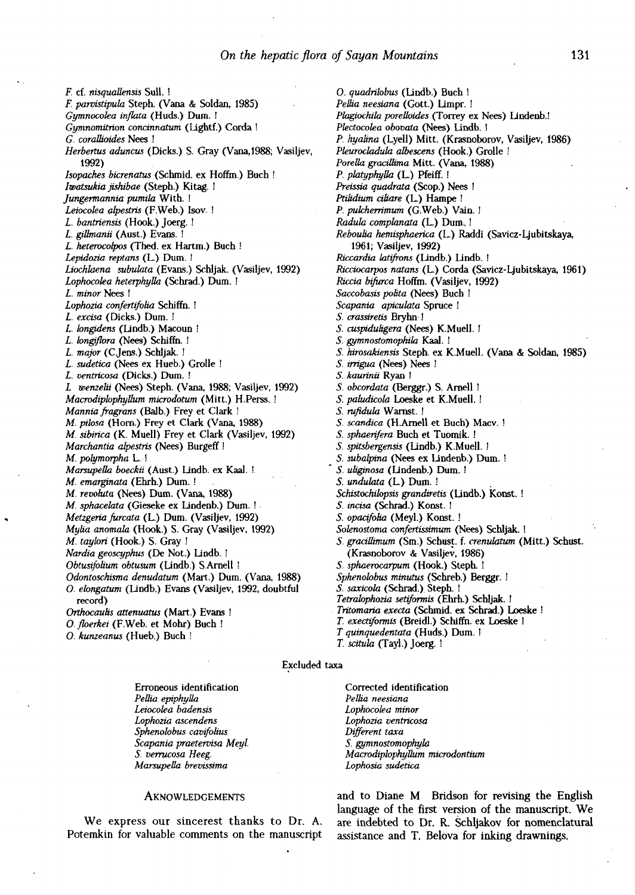*F.* cf. *nisquallensis* Sull. !
*F. parvistipula* Steph. (Vana & Soldan, 1985)
*Gymnocolea inflata* (Huds.) Dum. !
*Gymnomitrion concinnatum* (Lightf.) Corda !
*G. corallioides* Nees !
*Herbertus aduncus* (Dicks.) S. Gray (Vana,1988; Vasiljev, 1992)
*Isopaches bicrenatus* (Schmid. ex Hoffm.) Buch !
*Iwatsukia jishibae* (Steph.) Kitag. !
*Jungermannia pumila* With. !
*Leiocolea alpestris* (F.Web.) Isov. !
*L. bantriensis* (Hook.) Joerg. !
*L. gillmanii* (Aust.) Evans. !
*L. heterocolpos* (Thed. ex Hartm.) Buch !
*Lepidozia reptans* (L.) Dum. !
*Liochlaena subulata* (Evans.) Schljak. (Vasiljev, 1992)
*Lophocolea heterphylla* (Schrad.) Dum. !
*L. minor* Nees !
*Lophozia confertifolia* Schiffn. !
*L. excisa* (Dicks.) Dum. !
*L. longidens* (Lindb.) Macoun !
*L. longiflora* (Nees) Schiffn. !
*L. major* (C.Jens.) Schljak. !
*L. sudetica* (Nees ex Hueb.) Grolle !
*L. ventricosa* (Dicks.) Dum. !
*L wenzelii* (Nees) Steph. (Vana, 1988; Vasiljev, 1992)
*Macrodiplophyllum microdotum* (Mitt.) H.Perss. !
*Mannia fragrans* (Balb.) Frey et Clark !
*M. pilosa* (Horn.) Frey et Clark (Vana, 1988)
*M. sibirica* (K. Muell) Frey et Clark (Vasiljev, 1992)
*Marchantia alpestris* (Nees) Burgeff !
*M. polymorpha* L. !
*Marsupella boeckii* (Aust.) Lindb. ex Kaal. !
*M. emarginata* (Ehrh.) Dum. !
*M. revoluta* (Nees) Dum. (Vana, 1988)
*M. sphacelata* (Gieseke ex Lindenb.) Dum. !
*Metzgeria furcata* (L.) Dum. (Vasiljev, 1992)
*Mylia anomala* (Hook.) S. Gray (Vasiljev, 1992)
*M. taylori* (Hook.) S. Gray !
*Nardia geoscyphus* (De Not.) Lindb. !
*Obtusifolium obtusum* (Lindb.) S.Arnell !
*Odontoschisma denudatum* (Mart.) Dum. (Vana, 1988)
*O. elongatum* (Lindb.) Evans (Vasiljev, 1992, doubtful record)
*Orthocaulis attenuatus* (Mart.) Evans !
*O. floerkei* (F.Web. et Mohr) Buch !
*O. kunzeanus* (Hueb.) Buch !
*O. quadrilobus* (Lindb.) Buch !
*Pellia neesiana* (Gott.) Limpr. !
*Plagiochila porelloides* (Torrey ex Nees) Lindenb.!
*Plectocolea obovata* (Nees) Lindb. !
*P. hyalina* (Lyell) Mitt. (Krasnoborov, Vasiljev, 1986)
*Pleurocladula albescens* (Hook.) Grolle !
*Porella gracillima* Mitt. (Vana, 1988)
*P. platyphylla* (L.) Pfeiff. !
*Preissia quadrata* (Scop.) Nees !
*Ptilidium ciliare* (L.) Hampe !
*P. pulcherrimum* (G.Web.) Vain. !
*Radula complanata* (L.) Dum. !
*Reboulia hemisphaerica* (L.) Raddi (Savicz-Ljubitskaya, 1961; Vasiljev, 1992)
*Riccardia latifrons* (Lindb.) Lindb. !
*Ricciocarpos natans* (L.) Corda (Savicz-Ljubitskaya, 1961)
*Riccia bifurca* Hoffm. (Vasiljev, 1992)
*Saccobasis polita* (Nees) Buch !
*Scapania apiculata* Spruce !
*S. crassiretis* Bryhn !
*S. cuspiduligera* (Nees) K.Muell. !
*S. gymnostomophila* Kaal. !
*S. hirosakiensis* Steph. ex K.Muell. (Vana & Soldan, 1985)
*S. irrigua* (Nees) Nees !
*S. kaurinii* Ryan !
*S. obcordata* (Berggr.) S. Arnell !
*S. paludicola* Loeske et K.Muell. !
*S. rufidula* Warnst. !
*S. scandica* (H.Arnell et Buch) Macv. !
*S. sphaerifera* Buch et Tuomik. !
*S. spitsbergensis* (Lindb.) K.Muell. !
*S. subalpina* (Nees ex Lindenb.) Dum. !
*S. uliginosa* (Lindenb.) Dum. !
*S. undulata* (L.) Dum. !
*Schistochilopsis grandiretis* (Lindb.) Konst. !
*S. incisa* (Schrad.) Konst. !
*S. opacifolia* (Meyl.) Konst. !
*Solenostoma confertissimum* (Nees) Schljak. !
*S. gracillimum* (Sm.) Schust. f. *crenulatum* (Mitt.) Schust. (Krasnoborov & Vasiljev, 1986)
*S. sphaerocarpum* (Hook.) Steph. !
*Sphenolobus minutus* (Schreb.) Berggr. !
*S. saxicola* (Schrad.) Steph. !
*Tetralophozia setiformis* (Ehrh.) Schljak. !
*Tritomaria execta* (Schmid. ex Schrad.) Loeske !
*T. exectiformis* (Breidl.) Schiffn. ex Loeske !
*T quinquedentata* (Huds.) Dum. !
*T. scitula* (Tayl.) Joerg. !

## Excluded taxa

| Erroneous identification | Corrected identification |
|---|---|
| *Pellia epiphylla* | *Pellia neesiana* |
| *Leiocolea badensis* | *Lophocolea minor* |
| *Lophozia ascendens* | *Lophozia ventricosa* |
| *Sphenolobus cavifolius* | *Different taxa* |
| *Scapania praetervisa Meyl.* | *S. gymnostomophyla* |
| *S. verrucosa Heeg.* | *Macrodiplophyllum microdontium* |
| *Marsupella brevissima* | *Lophosia sudetica* |

## Aknowledgements

We express our sincerest thanks to Dr. A. Potemkin for valuable comments on the manuscript and to Diane M Bridson for revising the English language of the first version of the manuscript. We are indebted to Dr. R. Šchljakov for nomenclatural assistance and T. Belova for inking drawnings.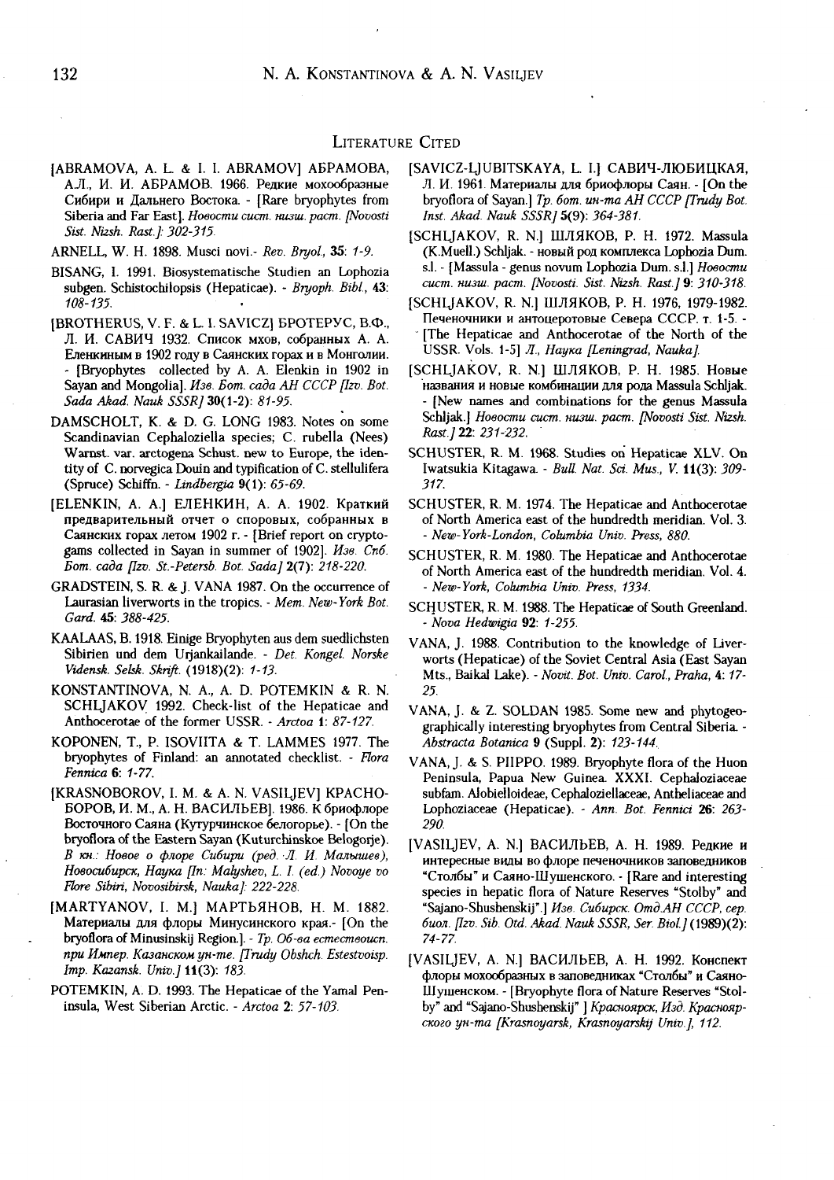## Literature Cited

[ABRAMOVA, A. L. & I. I. ABRAMOV] АБРАМОВА, А.Л., И. И. АБРАМОВ. 1966. Редкие мохообразные Сибири и Дальнего Востока. - [Rare bryophytes from Siberia and Far East]. *Новости сист. низш. раст. [Novosti Sist. Nizsh. Rast.]: 302-315.*

ARNELL, W. H. 1898. Musci novi.- *Rev. Bryol.*, **35**: *1-9*.

BISANG, I. 1991. Biosystematische Studien an Lophozia subgen. Schistochilopsis (Hepaticae). - *Bryoph. Bibl.*, **43**: *108-135*.

[BROTHERUS, V. F. & L. I. SAVICZ] БРОТЕРУС, В.Ф., Л. И. САВИЧ 1932. Список мхов, собранных А. А. Еленкиным в 1902 году в Саянских горах и в Монголии. - [Bryophytes collected by A. A. Elenkin in 1902 in Sayan and Mongolia]. *Изв. Бот. сада АН СССР [Izv. Bot. Sada Akad. Nauk SSSR]* **30**(1-2): *81-95*.

DAMSCHOLT, K. & D. G. LONG 1983. Notes on some Scandinavian Cephaloziella species; C. rubella (Nees) Warnst. var. arctogena Schust. new to Europe, the identity of C. norvegica Douin and typification of C. stellulifera (Spruce) Schiffn. - *Lindbergia* **9**(1): *65-69*.

[ELENKIN, A. A.] ЕЛЕНКИН, А. А. 1902. Краткий предварительный отчет о споровых, собранных в Саянских горах летом 1902 г. - [Brief report on cryptogams collected in Sayan in summer of 1902]. *Изв. Спб. Бот. сада [Izv. St.-Petersb. Bot. Sada]* **2**(7): *218-220*.

GRADSTEIN, S. R. & J. VANA 1987. On the occurrence of Laurasian liverworts in the tropics. - *Mem. New-York Bot. Gard.* **45**: *388-425*.

KAALAAS, B. 1918. Einige Bryophyten aus dem suedlichsten Sibirien und dem Urjankailande. - *Det. Kongel. Norske Vidensk. Selsk. Skrift.* (1918)(2): *1-13*.

KONSTANTINOVA, N. A., A. D. POTEMKIN & R. N. SCHLJAKOV 1992. Check-list of the Hepaticae and Anthocerotae of the former USSR. - *Arctoa* **1**: *87-127*.

KOPONEN, T., P. ISOVIITA & T. LAMMES 1977. The bryophytes of Finland: an annotated checklist. - *Flora Fennica* **6**: *1-77*.

[KRASNOBOROV, I. M. & A. N. VASILJEV] КРАСНОБОРОВ, И. М., А. Н. ВАСИЛЬЕВ]. 1986. К бриофлоре Восточного Саяна (Кутурчинское белогорье). - [On the bryoflora of the Eastern Sayan (Kuturchinskoe Belogorje). *В кн.: Новое о флоре Сибири (ред. Л. И. Малышев), Новосибирск, Наука [In: Malyshev, L. I. (ed.) Novoye vo Flore Sibiri, Novosibirsk, Nauka]: 222-228.*

[MARTYANOV, I. M.] МАРТЬЯНОВ, Н. М. 1882. Материалы для флоры Минусинского края.- [On the bryoflora of Minusinskij Region.]. - *Тр. Об-ва естествоисп. при Импер. Казанском ун-те. [Trudy Obshch. Estestvoisp. Imp. Kazansk. Univ.]* **11**(3): *183*.

POTEMKIN, A. D. 1993. The Hepaticae of the Yamal Peninsula, West Siberian Arctic. - *Arctoa* **2**: *57-103*.

[SAVICZ-LJUBITSKAYA, L. I.] САВИЧ-ЛЮБИЦКАЯ, Л. И. 1961. Материалы для бриофлоры Саян. - [On the bryoflora of Sayan.] *Тр. бот. ин-та АН СССР [Trudy Bot. Inst. Akad. Nauk SSSR]* **5**(9): *364-381*.

[SCHLJAKOV, R. N.] ШЛЯКОВ, Р. Н. 1972. Massula (K.Muell.) Schljak. - новый род комплекса Lophozia Dum. s.l. - [Massula - genus novum Lophozia Dum. s.l.] *Новости сист. низш. раст. [Novosti. Sist. Nizsh. Rast.]* **9**: *310-318*.

[SCHLJAKOV, R. N.] ШЛЯКОВ, Р. Н. 1976, 1979-1982. Печеночники и антоцеротовые Севера СССР. т. 1-5. - [The Hepaticae and Anthocerotae of the North of the USSR. Vols. 1-5] *Л., Наука [Leningrad, Nauka]*.

[SCHLJAKOV, R. N.] ШЛЯКОВ, Р. Н. 1985. Новые названия и новые комбинации для рода Massula Schljak. - [New names and combinations for the genus Massula Schljak.] *Новости сист. низш. раст. [Novosti Sist. Nizsh. Rast.]* **22**: *231-232*.

SCHUSTER, R. M. 1968. Studies on Hepaticae XLV. On Iwatsukia Kitagawa. - *Bull. Nat. Sci. Mus., V.* **11**(3): *309-317*.

SCHUSTER, R. M. 1974. The Hepaticae and Anthocerotae of North America east of the hundredth meridian. Vol. 3. - *New-York-London, Columbia Univ. Press, 880*.

SCHUSTER, R. M. 1980. The Hepaticae and Anthocerotae of North America east of the hundredth meridian. Vol. 4. - *New-York, Columbia Univ. Press, 1334*.

SCHUSTER, R. M. 1988. The Hepaticae of South Greenland. - *Nova Hedwigia* **92**: *1-255*.

VANA, J. 1988. Contribution to the knowledge of Liverworts (Hepaticae) of the Soviet Central Asia (East Sayan Mts., Baikal Lake). - *Novit. Bot. Univ. Carol., Praha*, **4**: *17-25*.

VANA, J. & Z. SOLDAN 1985. Some new and phytogeographically interesting bryophytes from Central Siberia. - *Abstracta Botanica* **9** (Suppl. **2**): *123-144*.

VANA, J. & S. PIIPPO. 1989. Bryophyte flora of the Huon Peninsula, Papua New Guinea. XXXI. Cephaloziaceae subfam. Alobielloideae, Cephaloziellaceae, Antheliaceae and Lophoziaceae (Hepaticae). - *Ann. Bot. Fennici* **26**: *263-290*.

[VASILJEV, A. N.] ВАСИЛЬЕВ, А. Н. 1989. Редкие и интересные виды во флоре печеночников заповедников "Столбы" и Саяно-Шушенского. - [Rare and interesting species in hepatic flora of Nature Reserves "Stolby" and "Sajano-Shushenskij".] *Изв. Сибирск. Отд.АН СССР, сер. биол. [Izv. Sib. Otd. Akad. Nauk SSSR, Ser. Biol.]* (1989)(2): *74-77*.

[VASILJEV, A. N.] ВАСИЛЬЕВ, А. Н. 1992. Конспект флоры мохообразных в заповедниках "Столбы" и Саяно-Шушенском. - [Bryophyte flora of Nature Reserves "Stolby" and "Sajano-Shushenskij" ] *Красноярск, Изд. Красноярского ун-та [Krasnoyarsk, Krasnoyarskij Univ.], 112*.